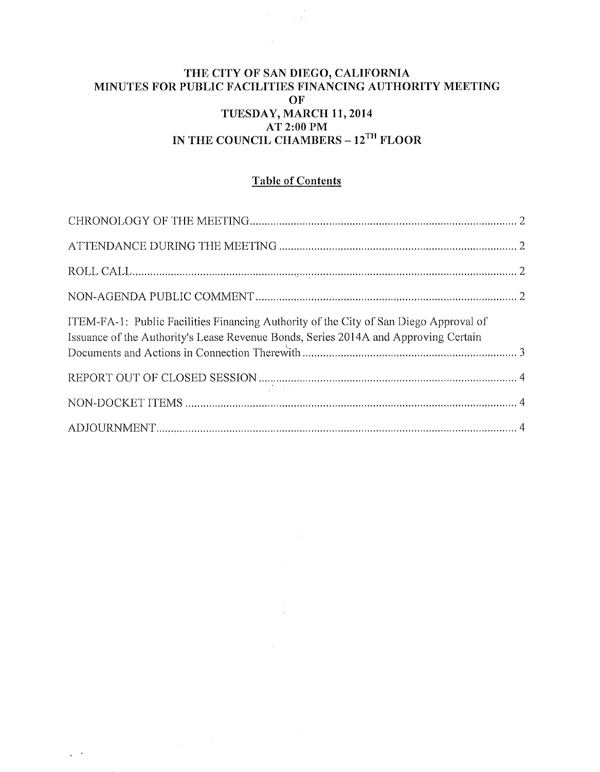# THE CITY OF SAN DIEGO, CALIFORNIA
# MINUTES FOR PUBLIC FACILITIES FINANCING AUTHORITY MEETING
# OF
# TUESDAY, MARCH 11, 2014
# AT 2:00 PM
# IN THE COUNCIL CHAMBERS – 12[TH] FLOOR

## Table of Contents

CHRONOLOGY OF THE MEETING ........................................ 2

ATTENDANCE DURING THE MEETING ........................................ 2

ROLL CALL ........................................ 2

NON-AGENDA PUBLIC COMMENT ........................................ 2

ITEM-FA-1: Public Facilities Financing Authority of the City of San Diego Approval of Issuance of the Authority's Lease Revenue Bonds, Series 2014A and Approving Certain Documents and Actions in Connection Therewith ........................................ 3

REPORT OUT OF CLOSED SESSION ........................................ 4

NON-DOCKET ITEMS ........................................ 4

ADJOURNMENT ........................................ 4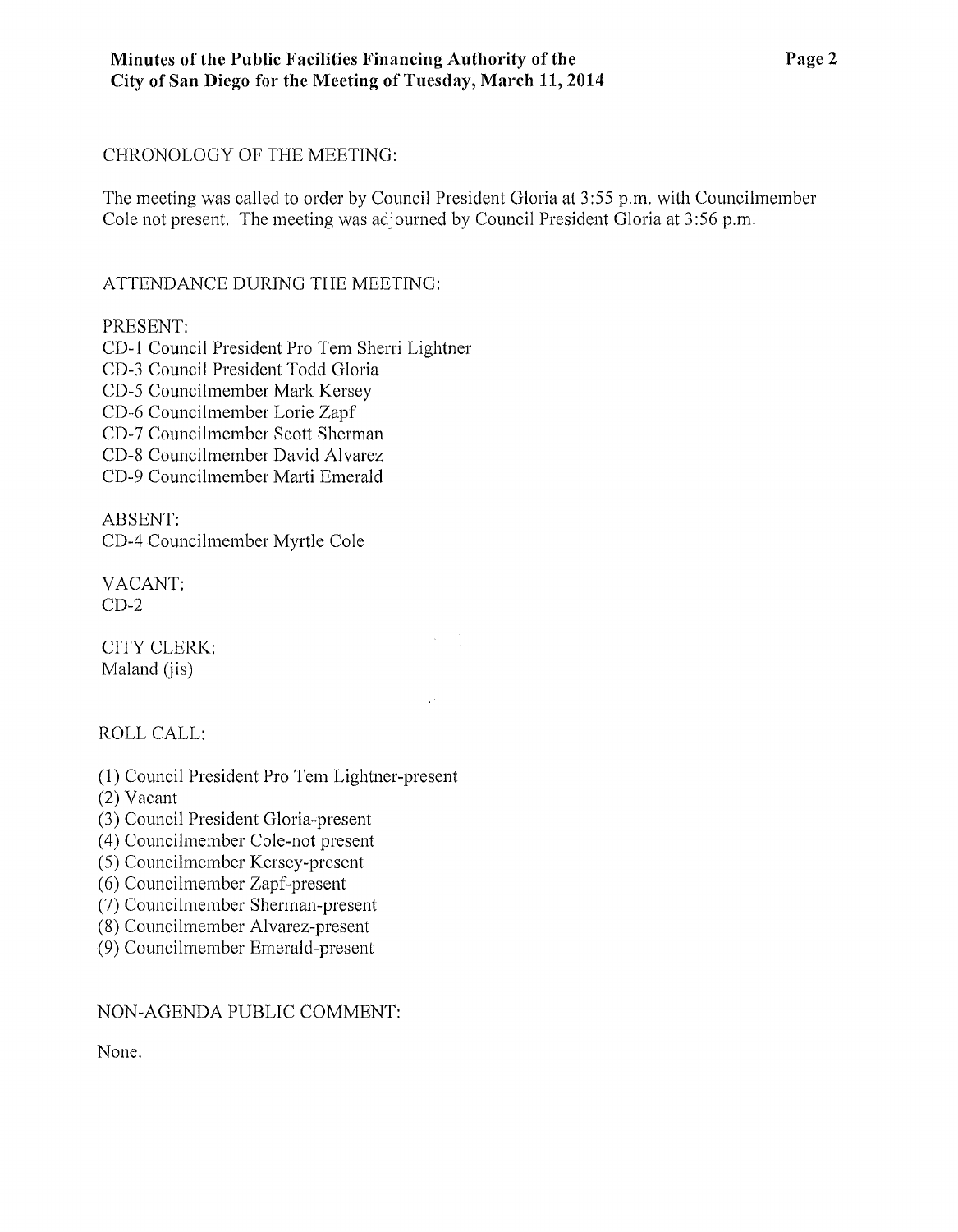CHRONOLOGY OF THE MEETING:

The meeting was called to order by Council President Gloria at 3:55 p.m. with Councilmember Cole not present. The meeting was adjourned by Council President Gloria at 3:56 p.m.

ATTENDANCE DURING THE MEETING:

PRESENT:
CD-1 Council President Pro Tem Sherri Lightner
CD-3 Council President Todd Gloria
CD-5 Councilmember Mark Kersey
CD-6 Councilmember Lorie Zapf
CD-7 Councilmember Scott Sherman
CD-8 Councilmember David Alvarez
CD-9 Councilmember Marti Emerald

ABSENT:
CD-4 Councilmember Myrtle Cole

VACANT:
CD-2

CITY CLERK:
Maland (jis)

ROLL CALL:

(1) Council President Pro Tem Lightner-present
(2) Vacant
(3) Council President Gloria-present
(4) Councilmember Cole-not present
(5) Councilmember Kersey-present
(6) Councilmember Zapf-present
(7) Councilmember Sherman-present
(8) Councilmember Alvarez-present
(9) Councilmember Emerald-present

NON-AGENDA PUBLIC COMMENT:

None.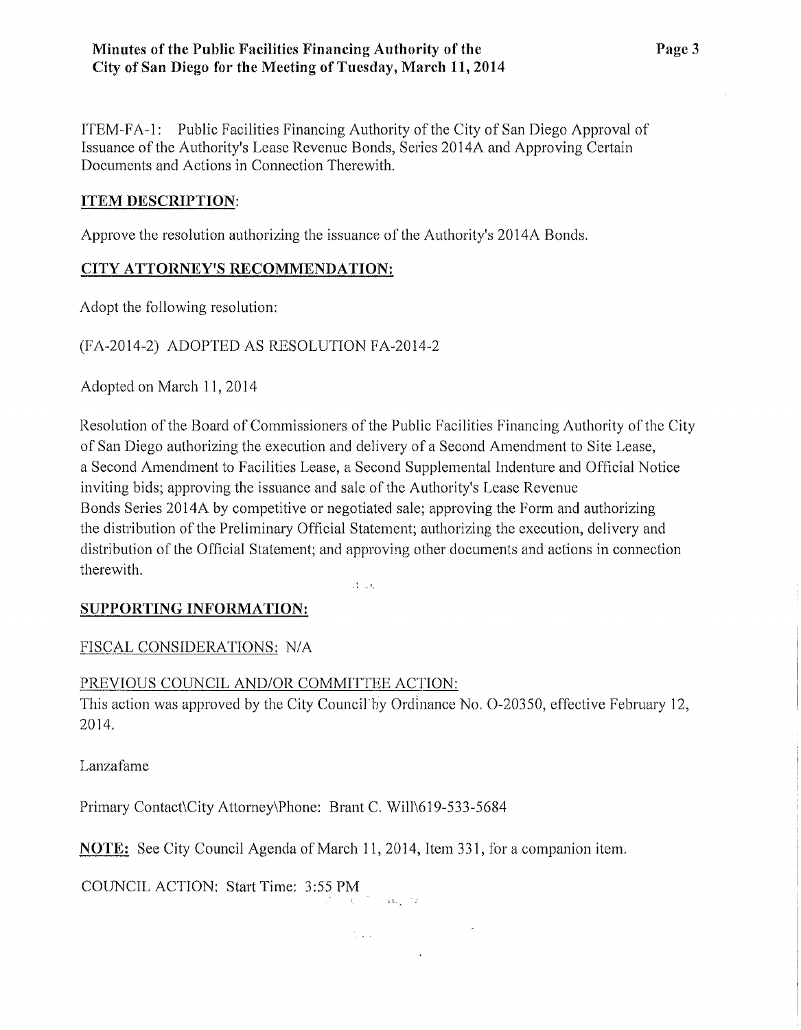ITEM-FA-1: Public Facilities Financing Authority of the City of San Diego Approval of Issuance of the Authority's Lease Revenue Bonds, Series 2014A and Approving Certain Documents and Actions in Connection Therewith.

**ITEM DESCRIPTION:**

Approve the resolution authorizing the issuance of the Authority's 2014A Bonds.

**CITY ATTORNEY'S RECOMMENDATION:**

Adopt the following resolution:

(FA-2014-2) ADOPTED AS RESOLUTION FA-2014-2

Adopted on March 11, 2014

Resolution of the Board of Commissioners of the Public Facilities Financing Authority of the City of San Diego authorizing the execution and delivery of a Second Amendment to Site Lease, a Second Amendment to Facilities Lease, a Second Supplemental Indenture and Official Notice inviting bids; approving the issuance and sale of the Authority's Lease Revenue Bonds Series 2014A by competitive or negotiated sale; approving the Form and authorizing the distribution of the Preliminary Official Statement; authorizing the execution, delivery and distribution of the Official Statement; and approving other documents and actions in connection therewith.

**SUPPORTING INFORMATION:**

FISCAL CONSIDERATIONS: N/A

PREVIOUS COUNCIL AND/OR COMMITTEE ACTION:
This action was approved by the City Council by Ordinance No. O-20350, effective February 12, 2014.

Lanzafame

Primary Contact\City Attorney\Phone: Brant C. Will\619-533-5684

**NOTE:** See City Council Agenda of March 11, 2014, Item 331, for a companion item.

COUNCIL ACTION: Start Time: 3:55 PM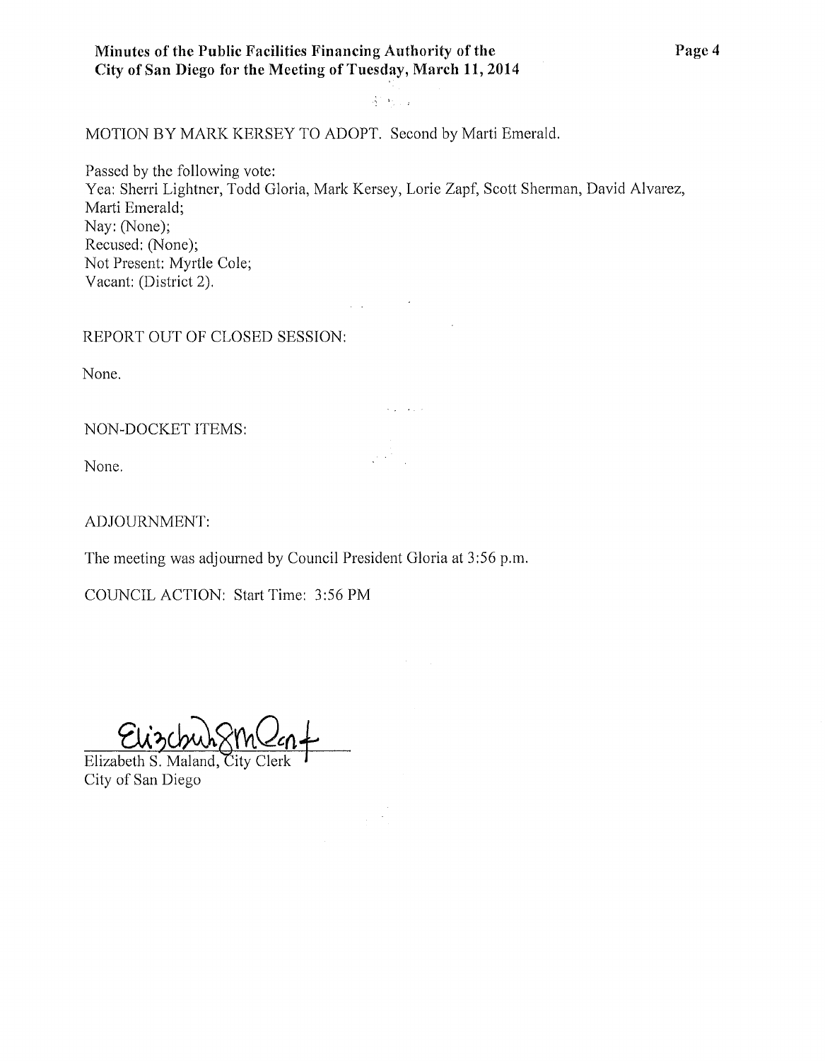MOTION BY MARK KERSEY TO ADOPT. Second by Marti Emerald.

Passed by the following vote:
Yea: Sherri Lightner, Todd Gloria, Mark Kersey, Lorie Zapf, Scott Sherman, David Alvarez, Marti Emerald;
Nay: (None);
Recused: (None);
Not Present: Myrtle Cole;
Vacant: (District 2).

REPORT OUT OF CLOSED SESSION:

None.

NON-DOCKET ITEMS:

None.

ADJOURNMENT:

The meeting was adjourned by Council President Gloria at 3:56 p.m.

COUNCIL ACTION: Start Time: 3:56 PM

Elizabeth S. Maland, City Clerk
City of San Diego